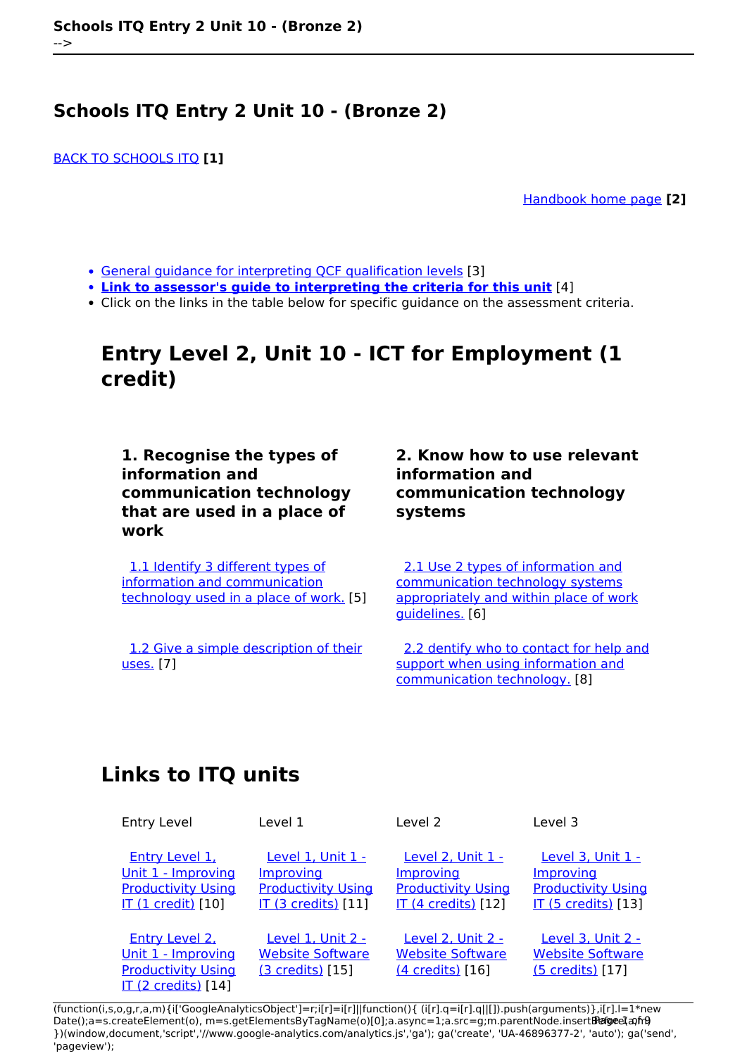## Schools ITQ Entry 2 Unit 10 - (Bronze 2)

BACK TO SCHOOLS ITQ **[1]**

Handbook home page **[2]**

- General guidance for interpreting QCF qualification levels [3]
- **Link to assessor's guide to interpreting the criteria for this unit** [4]
- Click on the links in the table below for specific guidance on the assessment criteria.

# Entry Level 2, Unit 10 - ICT for Employment (1 credit)

| 1. Recognise the types of information and communication technology that are used in a place of work | 2. Know how to use relevant information and communication technology systems |
| --- | --- |
| 1.1 Identify 3 different types of information and communication technology used in a place of work. [5] | 2.1 Use 2 types of information and communication technology systems appropriately and within place of work guidelines. [6] |
| 1.2 Give a simple description of their uses. [7] | 2.2 dentify who to contact for help and support when using information and communication technology. [8] |

## Links to ITQ units

| Entry Level | Level 1 | Level 2 | Level 3 |
| --- | --- | --- | --- |
| Entry Level 1, Unit 1 - Improving Productivity Using IT (1 credit) [10] | Level 1, Unit 1 - Improving Productivity Using IT (3 credits) [11] | Level 2, Unit 1 - Improving Productivity Using IT (4 credits) [12] | Level 3, Unit 1 - Improving Productivity Using IT (5 credits) [13] |
| Entry Level 2, Unit 1 - Improving Productivity Using IT (2 credits) [14] | Level 1, Unit 2 - Website Software (3 credits) [15] | Level 2, Unit 2 - Website Software (4 credits) [16] | Level 3, Unit 2 - Website Software (5 credits) [17] |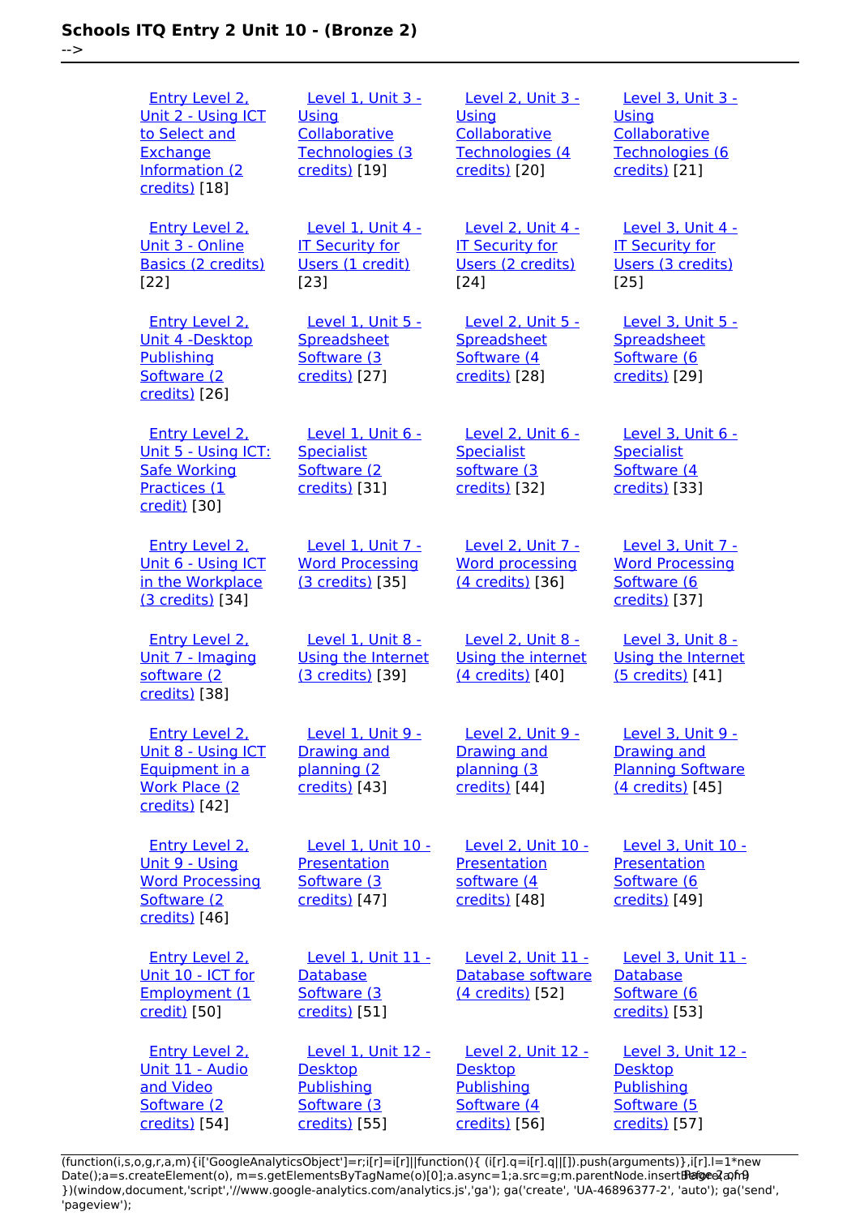# Schools ITQ Entry 2 Unit 10 - (Bronze 2)

-->

| | | | |
|---|---|---|---|
| Entry Level 2, Unit 2 - Using ICT to Select and Exchange Information (2 credits) [18] | Level 1, Unit 3 - Using Collaborative Technologies (3 credits) [19] | Level 2, Unit 3 - Using Collaborative Technologies (4 credits) [20] | Level 3, Unit 3 - Using Collaborative Technologies (6 credits) [21] |
| Entry Level 2, Unit 3 - Online Basics (2 credits) [22] | Level 1, Unit 4 - IT Security for Users (1 credit) [23] | Level 2, Unit 4 - IT Security for Users (2 credits) [24] | Level 3, Unit 4 - IT Security for Users (3 credits) [25] |
| Entry Level 2, Unit 4 -Desktop Publishing Software (2 credits) [26] | Level 1, Unit 5 - Spreadsheet Software (3 credits) [27] | Level 2, Unit 5 - Spreadsheet Software (4 credits) [28] | Level 3, Unit 5 - Spreadsheet Software (6 credits) [29] |
| Entry Level 2, Unit 5 - Using ICT: Safe Working Practices (1 credit) [30] | Level 1, Unit 6 - Specialist Software (2 credits) [31] | Level 2, Unit 6 - Specialist software (3 credits) [32] | Level 3, Unit 6 - Specialist Software (4 credits) [33] |
| Entry Level 2, Unit 6 - Using ICT in the Workplace (3 credits) [34] | Level 1, Unit 7 - Word Processing (3 credits) [35] | Level 2, Unit 7 - Word processing (4 credits) [36] | Level 3, Unit 7 - Word Processing Software (6 credits) [37] |
| Entry Level 2, Unit 7 - Imaging software (2 credits) [38] | Level 1, Unit 8 - Using the Internet (3 credits) [39] | Level 2, Unit 8 - Using the internet (4 credits) [40] | Level 3, Unit 8 - Using the Internet (5 credits) [41] |
| Entry Level 2, Unit 8 - Using ICT Equipment in a Work Place (2 credits) [42] | Level 1, Unit 9 - Drawing and planning (2 credits) [43] | Level 2, Unit 9 - Drawing and planning (3 credits) [44] | Level 3, Unit 9 - Drawing and Planning Software (4 credits) [45] |
| Entry Level 2, Unit 9 - Using Word Processing Software (2 credits) [46] | Level 1, Unit 10 - Presentation Software (3 credits) [47] | Level 2, Unit 10 - Presentation software (4 credits) [48] | Level 3, Unit 10 - Presentation Software (6 credits) [49] |
| Entry Level 2, Unit 10 - ICT for Employment (1 credit) [50] | Level 1, Unit 11 - Database Software (3 credits) [51] | Level 2, Unit 11 - Database software (4 credits) [52] | Level 3, Unit 11 - Database Software (6 credits) [53] |
| Entry Level 2, Unit 11 - Audio and Video Software (2 credits) [54] | Level 1, Unit 12 - Desktop Publishing Software (3 credits) [55] | Level 2, Unit 12 - Desktop Publishing Software (4 credits) [56] | Level 3, Unit 12 - Desktop Publishing Software (5 credits) [57] |

```
(function(i,s,o,g,r,a,m){i['GoogleAnalyticsObject']=r;i[r]=i[r]||function(){ (i[r].q=i[r].q||[]).push(arguments)},i[r].l=1*new Date();a=s.createElement(o), m=s.getElementsByTagName(o)[0];a.async=1;a.src=g;m.parentNode.insertBefore(a,m) })(window,document,'script','//www.google-analytics.com/analytics.js','ga'); ga('create', 'UA-46896377-2', 'auto'); ga('send', 'pageview');
```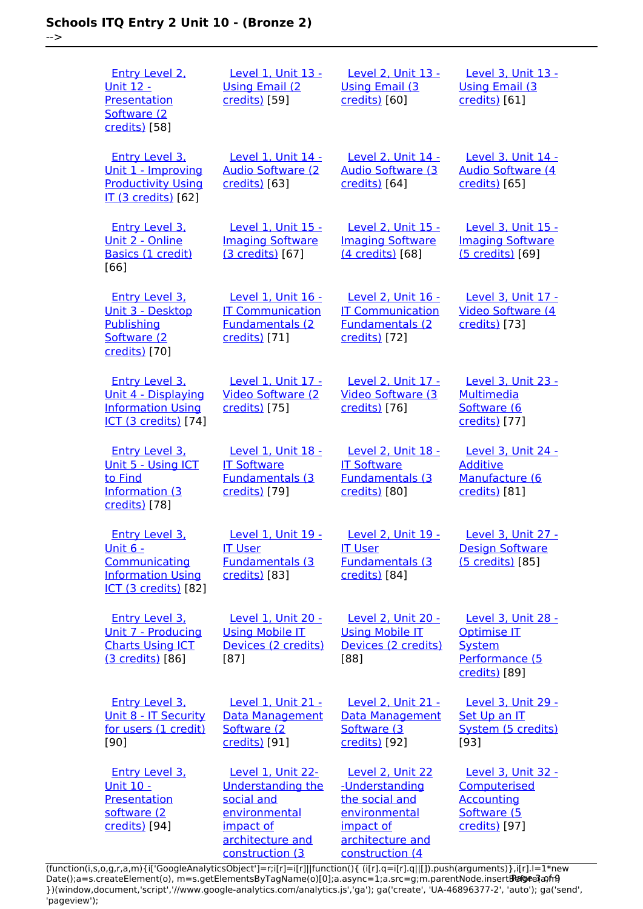| | | | |
|---|---|---|---|
| Entry Level 2, Unit 12 - Presentation Software (2 credits) [58] | Level 1, Unit 13 - Using Email (2 credits) [59] | Level 2, Unit 13 - Using Email (3 credits) [60] | Level 3, Unit 13 - Using Email (3 credits) [61] |
| Entry Level 3, Unit 1 - Improving Productivity Using IT (3 credits) [62] | Level 1, Unit 14 - Audio Software (2 credits) [63] | Level 2, Unit 14 - Audio Software (3 credits) [64] | Level 3, Unit 14 - Audio Software (4 credits) [65] |
| Entry Level 3, Unit 2 - Online Basics (1 credit) [66] | Level 1, Unit 15 - Imaging Software (3 credits) [67] | Level 2, Unit 15 - Imaging Software (4 credits) [68] | Level 3, Unit 15 - Imaging Software (5 credits) [69] |
| Entry Level 3, Unit 3 - Desktop Publishing Software (2 credits) [70] | Level 1, Unit 16 - IT Communication Fundamentals (2 credits) [71] | Level 2, Unit 16 - IT Communication Fundamentals (2 credits) [72] | Level 3, Unit 17 - Video Software (4 credits) [73] |
| Entry Level 3, Unit 4 - Displaying Information Using ICT (3 credits) [74] | Level 1, Unit 17 - Video Software (2 credits) [75] | Level 2, Unit 17 - Video Software (3 credits) [76] | Level 3, Unit 23 - Multimedia Software (6 credits) [77] |
| Entry Level 3, Unit 5 - Using ICT to Find Information (3 credits) [78] | Level 1, Unit 18 - IT Software Fundamentals (3 credits) [79] | Level 2, Unit 18 - IT Software Fundamentals (3 credits) [80] | Level 3, Unit 24 - Additive Manufacture (6 credits) [81] |
| Entry Level 3, Unit 6 - Communicating Information Using ICT (3 credits) [82] | Level 1, Unit 19 - IT User Fundamentals (3 credits) [83] | Level 2, Unit 19 - IT User Fundamentals (3 credits) [84] | Level 3, Unit 27 - Design Software (5 credits) [85] |
| Entry Level 3, Unit 7 - Producing Charts Using ICT (3 credits) [86] | Level 1, Unit 20 - Using Mobile IT Devices (2 credits) [87] | Level 2, Unit 20 - Using Mobile IT Devices (2 credits) [88] | Level 3, Unit 28 - Optimise IT System Performance (5 credits) [89] |
| Entry Level 3, Unit 8 - IT Security for users (1 credit) [90] | Level 1, Unit 21 - Data Management Software (2 credits) [91] | Level 2, Unit 21 - Data Management Software (3 credits) [92] | Level 3, Unit 29 - Set Up an IT System (5 credits) [93] |
| Entry Level 3, Unit 10 - Presentation software (2 credits) [94] | Level 1, Unit 22- Understanding the social and environmental impact of architecture and construction (3 | Level 2, Unit 22 -Understanding the social and environmental impact of architecture and construction (4 | Level 3, Unit 32 - Computerised Accounting Software (5 credits) [97] |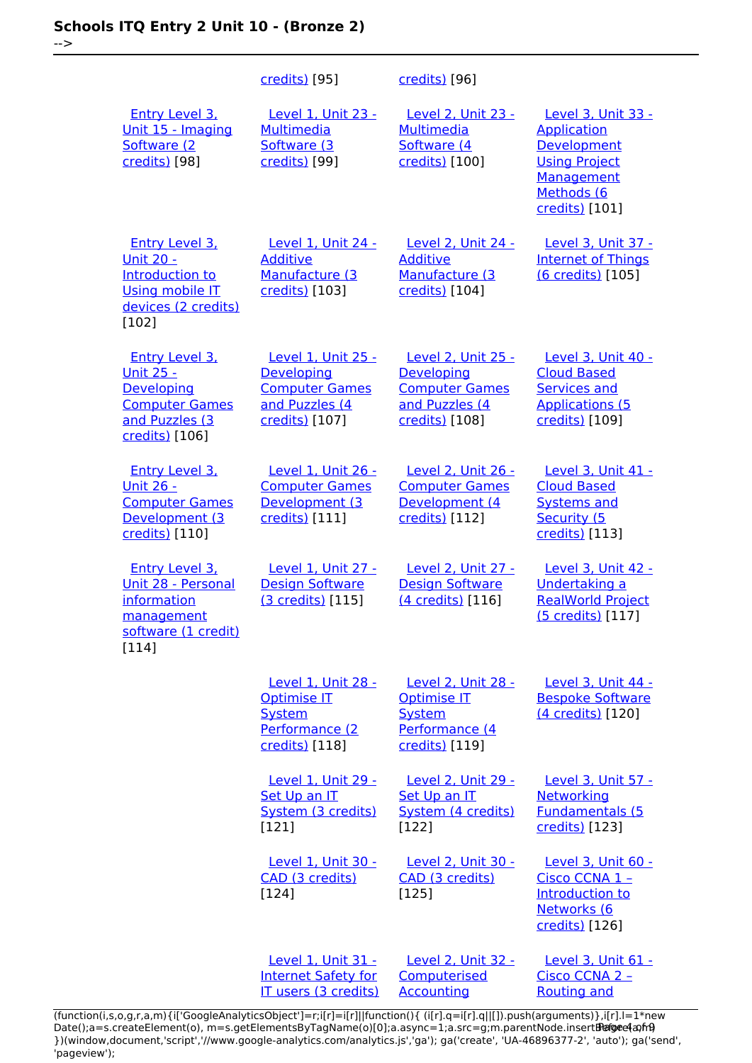| | | | |
|---|---|---|---|
| | credits) [95] | credits) [96] | |
| Entry Level 3, Unit 15 - Imaging Software (2 credits) [98] | Level 1, Unit 23 - Multimedia Software (3 credits) [99] | Level 2, Unit 23 - Multimedia Software (4 credits) [100] | Level 3, Unit 33 - Application Development Using Project Management Methods (6 credits) [101] |
| Entry Level 3, Unit 20 - Introduction to Using mobile IT devices (2 credits) [102] | Level 1, Unit 24 - Additive Manufacture (3 credits) [103] | Level 2, Unit 24 - Additive Manufacture (3 credits) [104] | Level 3, Unit 37 - Internet of Things (6 credits) [105] |
| Entry Level 3, Unit 25 - Developing Computer Games and Puzzles (3 credits) [106] | Level 1, Unit 25 - Developing Computer Games and Puzzles (4 credits) [107] | Level 2, Unit 25 - Developing Computer Games and Puzzles (4 credits) [108] | Level 3, Unit 40 - Cloud Based Services and Applications (5 credits) [109] |
| Entry Level 3, Unit 26 - Computer Games Development (3 credits) [110] | Level 1, Unit 26 - Computer Games Development (3 credits) [111] | Level 2, Unit 26 - Computer Games Development (4 credits) [112] | Level 3, Unit 41 - Cloud Based Systems and Security (5 credits) [113] |
| Entry Level 3, Unit 28 - Personal information management software (1 credit) [114] | Level 1, Unit 27 - Design Software (3 credits) [115] | Level 2, Unit 27 - Design Software (4 credits) [116] | Level 3, Unit 42 - Undertaking a RealWorld Project (5 credits) [117] |
| | Level 1, Unit 28 - Optimise IT System Performance (2 credits) [118] | Level 2, Unit 28 - Optimise IT System Performance (4 credits) [119] | Level 3, Unit 44 - Bespoke Software (4 credits) [120] |
| | Level 1, Unit 29 - Set Up an IT System (3 credits) [121] | Level 2, Unit 29 - Set Up an IT System (4 credits) [122] | Level 3, Unit 57 - Networking Fundamentals (5 credits) [123] |
| | Level 1, Unit 30 - CAD (3 credits) [124] | Level 2, Unit 30 - CAD (3 credits) [125] | Level 3, Unit 60 - Cisco CCNA 1 – Introduction to Networks (6 credits) [126] |
| | Level 1, Unit 31 - Internet Safety for IT users (3 credits) | Level 2, Unit 32 - Computerised Accounting | Level 3, Unit 61 - Cisco CCNA 2 – Routing and |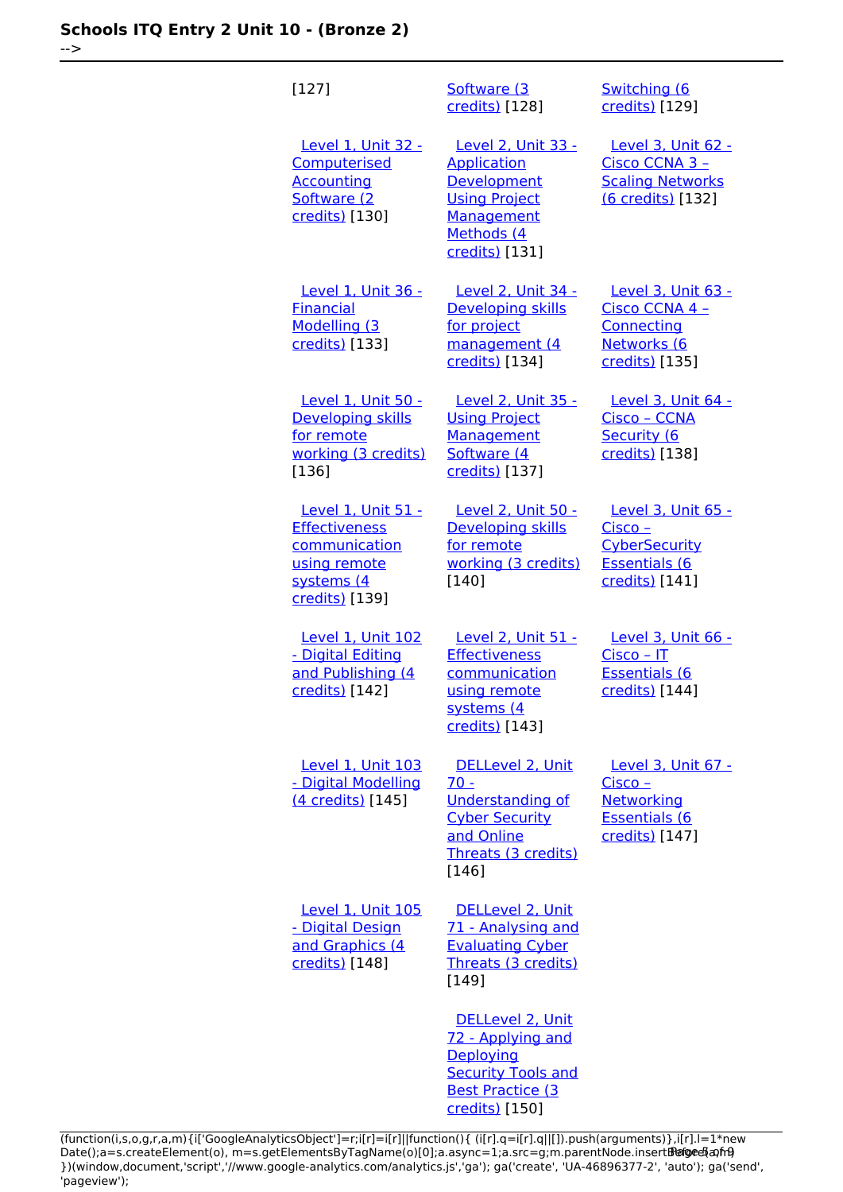| | | |
|---|---|---|
| [127] | Software (3 credits) [128] | Switching (6 credits) [129] |
| Level 1, Unit 32 - Computerised Accounting Software (2 credits) [130] | Level 2, Unit 33 - Application Development Using Project Management Methods (4 credits) [131] | Level 3, Unit 62 - Cisco CCNA 3 – Scaling Networks (6 credits) [132] |
| Level 1, Unit 36 - Financial Modelling (3 credits) [133] | Level 2, Unit 34 - Developing skills for project management (4 credits) [134] | Level 3, Unit 63 - Cisco CCNA 4 – Connecting Networks (6 credits) [135] |
| Level 1, Unit 50 - Developing skills for remote working (3 credits) [136] | Level 2, Unit 35 - Using Project Management Software (4 credits) [137] | Level 3, Unit 64 - Cisco – CCNA Security (6 credits) [138] |
| Level 1, Unit 51 - Effectiveness communication using remote systems (4 credits) [139] | Level 2, Unit 50 - Developing skills for remote working (3 credits) [140] | Level 3, Unit 65 - Cisco – CyberSecurity Essentials (6 credits) [141] |
| Level 1, Unit 102 - Digital Editing and Publishing (4 credits) [142] | Level 2, Unit 51 - Effectiveness communication using remote systems (4 credits) [143] | Level 3, Unit 66 - Cisco – IT Essentials (6 credits) [144] |
| Level 1, Unit 103 - Digital Modelling (4 credits) [145] | DELLevel 2, Unit 70 - Understanding of Cyber Security and Online Threats (3 credits) [146] | Level 3, Unit 67 - Cisco – Networking Essentials (6 credits) [147] |
| Level 1, Unit 105 - Digital Design and Graphics (4 credits) [148] | DELLevel 2, Unit 71 - Analysing and Evaluating Cyber Threats (3 credits) [149] | |
| | DELLevel 2, Unit 72 - Applying and Deploying Security Tools and Best Practice (3 credits) [150] | |

```
(function(i,s,o,g,r,a,m){i['GoogleAnalyticsObject']=r;i[r]=i[r]||function(){ (i[r].q=i[r].q||[]).push(arguments)},i[r].l=1*new Date();a=s.createElement(o), m=s.getElementsByTagName(o)[0];a.async=1;a.src=g;m.parentNode.insertBefore(a,m) })(window,document,'script','//www.google-analytics.com/analytics.js','ga'); ga('create', 'UA-46896377-2', 'auto'); ga('send', 'pageview');
```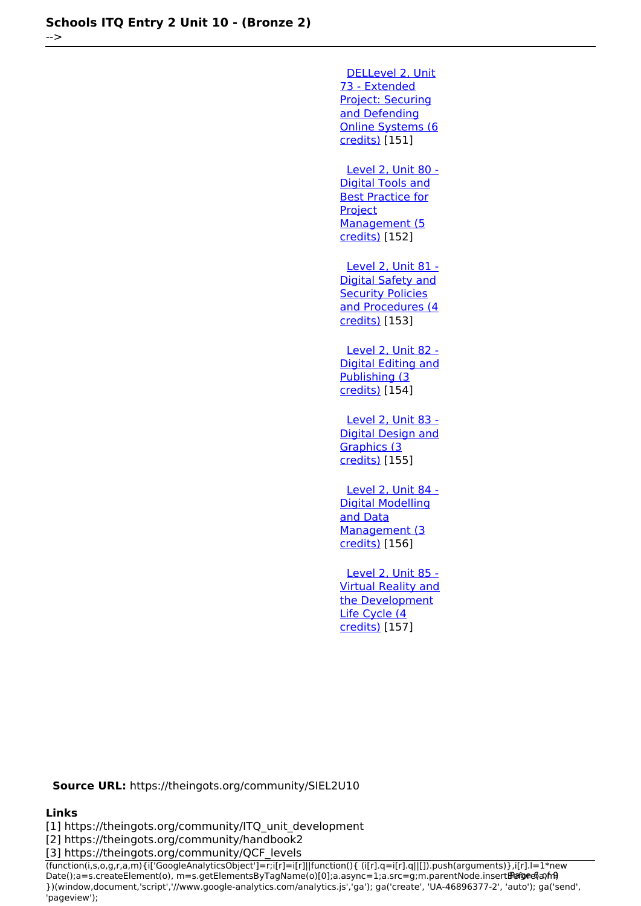[DELLevel 2, Unit 73 - Extended Project: Securing and Defending Online Systems (6 credits)](#) [151]

[Level 2, Unit 80 - Digital Tools and Best Practice for Project Management (5 credits)](#) [152]

[Level 2, Unit 81 - Digital Safety and Security Policies and Procedures (4 credits)](#) [153]

[Level 2, Unit 82 - Digital Editing and Publishing (3 credits)](#) [154]

[Level 2, Unit 83 - Digital Design and Graphics (3 credits)](#) [155]

[Level 2, Unit 84 - Digital Modelling and Data Management (3 credits)](#) [156]

[Level 2, Unit 85 - Virtual Reality and the Development Life Cycle (4 credits)](#) [157]

**Source URL:** https://theingots.org/community/SIEL2U10

**Links**

[1] https://theingots.org/community/ITQ_unit_development
[2] https://theingots.org/community/handbook2
[3] https://theingots.org/community/QCF_levels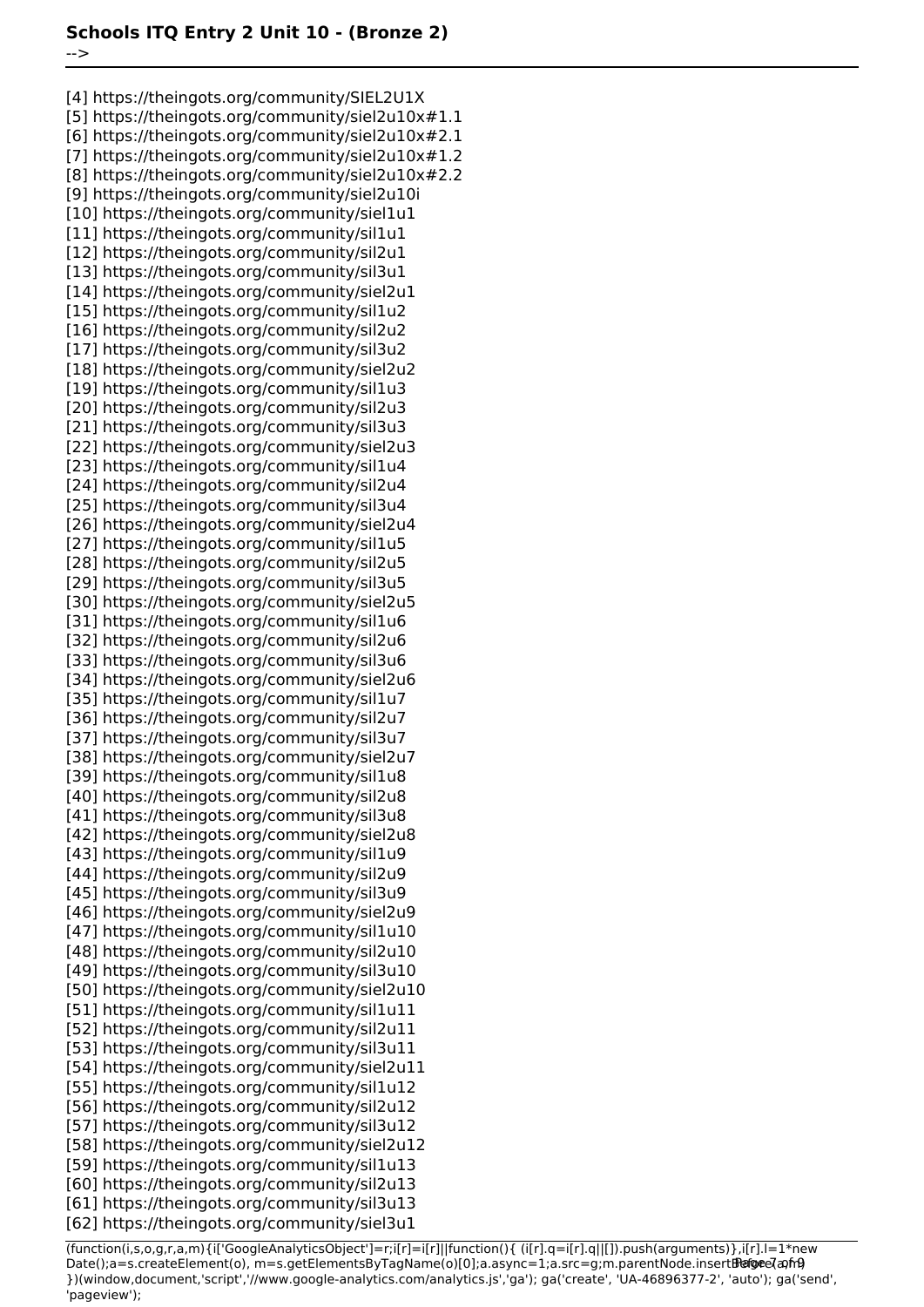[4] https://theingots.org/community/SIEL2U1X
[5] https://theingots.org/community/siel2u10x#1.1
[6] https://theingots.org/community/siel2u10x#2.1
[7] https://theingots.org/community/siel2u10x#1.2
[8] https://theingots.org/community/siel2u10x#2.2
[9] https://theingots.org/community/siel2u10i
[10] https://theingots.org/community/siel1u1
[11] https://theingots.org/community/sil1u1
[12] https://theingots.org/community/sil2u1
[13] https://theingots.org/community/sil3u1
[14] https://theingots.org/community/siel2u1
[15] https://theingots.org/community/sil1u2
[16] https://theingots.org/community/sil2u2
[17] https://theingots.org/community/sil3u2
[18] https://theingots.org/community/siel2u2
[19] https://theingots.org/community/sil1u3
[20] https://theingots.org/community/sil2u3
[21] https://theingots.org/community/sil3u3
[22] https://theingots.org/community/siel2u3
[23] https://theingots.org/community/sil1u4
[24] https://theingots.org/community/sil2u4
[25] https://theingots.org/community/sil3u4
[26] https://theingots.org/community/siel2u4
[27] https://theingots.org/community/sil1u5
[28] https://theingots.org/community/sil2u5
[29] https://theingots.org/community/sil3u5
[30] https://theingots.org/community/siel2u5
[31] https://theingots.org/community/sil1u6
[32] https://theingots.org/community/sil2u6
[33] https://theingots.org/community/sil3u6
[34] https://theingots.org/community/siel2u6
[35] https://theingots.org/community/sil1u7
[36] https://theingots.org/community/sil2u7
[37] https://theingots.org/community/sil3u7
[38] https://theingots.org/community/siel2u7
[39] https://theingots.org/community/sil1u8
[40] https://theingots.org/community/sil2u8
[41] https://theingots.org/community/sil3u8
[42] https://theingots.org/community/siel2u8
[43] https://theingots.org/community/sil1u9
[44] https://theingots.org/community/sil2u9
[45] https://theingots.org/community/sil3u9
[46] https://theingots.org/community/siel2u9
[47] https://theingots.org/community/sil1u10
[48] https://theingots.org/community/sil2u10
[49] https://theingots.org/community/sil3u10
[50] https://theingots.org/community/siel2u10
[51] https://theingots.org/community/sil1u11
[52] https://theingots.org/community/sil2u11
[53] https://theingots.org/community/sil3u11
[54] https://theingots.org/community/siel2u11
[55] https://theingots.org/community/sil1u12
[56] https://theingots.org/community/sil2u12
[57] https://theingots.org/community/sil3u12
[58] https://theingots.org/community/siel2u12
[59] https://theingots.org/community/sil1u13
[60] https://theingots.org/community/sil2u13
[61] https://theingots.org/community/sil3u13
[62] https://theingots.org/community/siel3u1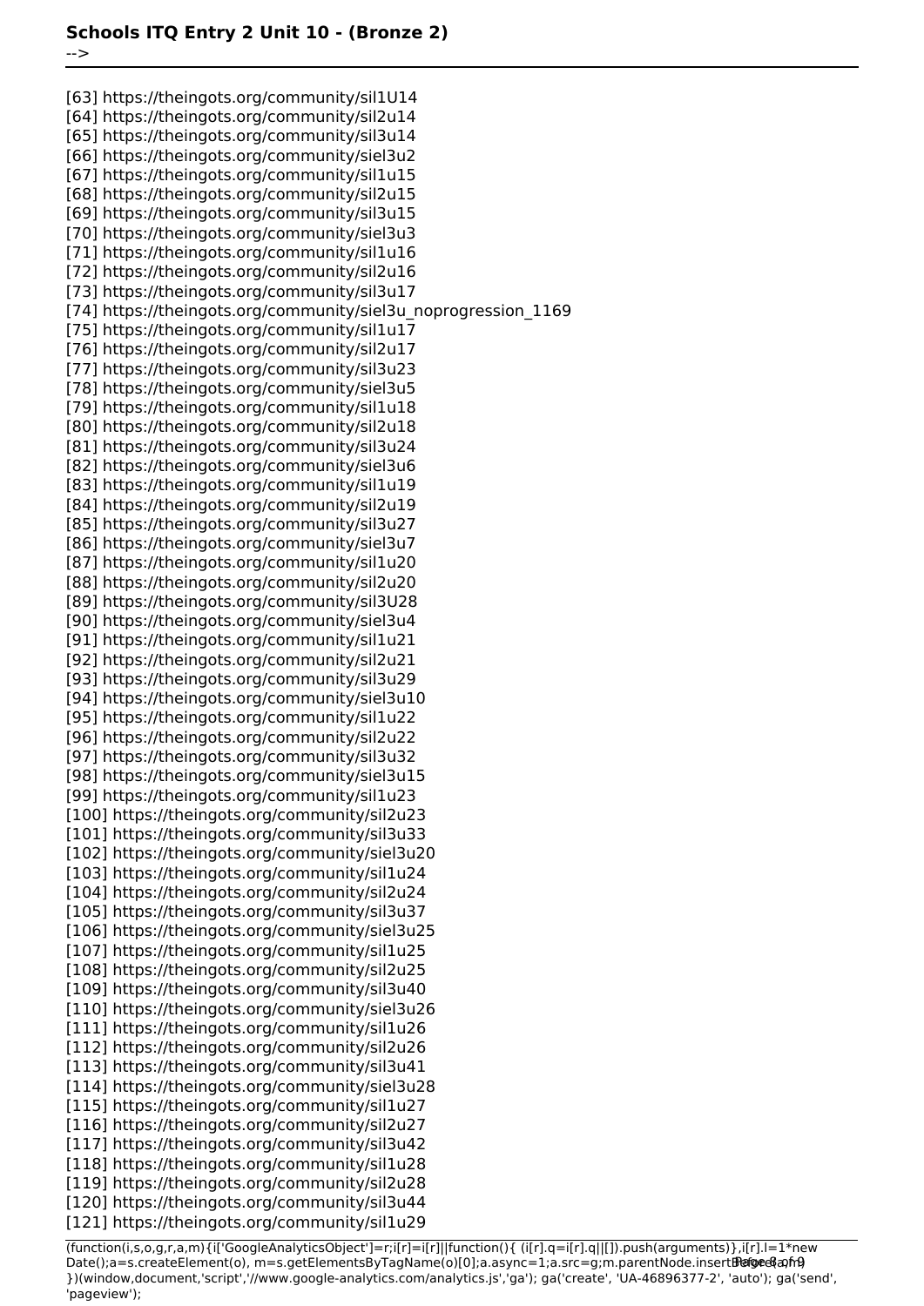[63] https://theingots.org/community/sil1U14
[64] https://theingots.org/community/sil2u14
[65] https://theingots.org/community/sil3u14
[66] https://theingots.org/community/siel3u2
[67] https://theingots.org/community/sil1u15
[68] https://theingots.org/community/sil2u15
[69] https://theingots.org/community/sil3u15
[70] https://theingots.org/community/siel3u3
[71] https://theingots.org/community/sil1u16
[72] https://theingots.org/community/sil2u16
[73] https://theingots.org/community/sil3u17
[74] https://theingots.org/community/siel3u_noprogression_1169
[75] https://theingots.org/community/sil1u17
[76] https://theingots.org/community/sil2u17
[77] https://theingots.org/community/sil3u23
[78] https://theingots.org/community/siel3u5
[79] https://theingots.org/community/sil1u18
[80] https://theingots.org/community/sil2u18
[81] https://theingots.org/community/sil3u24
[82] https://theingots.org/community/siel3u6
[83] https://theingots.org/community/sil1u19
[84] https://theingots.org/community/sil2u19
[85] https://theingots.org/community/sil3u27
[86] https://theingots.org/community/siel3u7
[87] https://theingots.org/community/sil1u20
[88] https://theingots.org/community/sil2u20
[89] https://theingots.org/community/sil3U28
[90] https://theingots.org/community/siel3u4
[91] https://theingots.org/community/sil1u21
[92] https://theingots.org/community/sil2u21
[93] https://theingots.org/community/sil3u29
[94] https://theingots.org/community/siel3u10
[95] https://theingots.org/community/sil1u22
[96] https://theingots.org/community/sil2u22
[97] https://theingots.org/community/sil3u32
[98] https://theingots.org/community/siel3u15
[99] https://theingots.org/community/sil1u23
[100] https://theingots.org/community/sil2u23
[101] https://theingots.org/community/sil3u33
[102] https://theingots.org/community/siel3u20
[103] https://theingots.org/community/sil1u24
[104] https://theingots.org/community/sil2u24
[105] https://theingots.org/community/sil3u37
[106] https://theingots.org/community/siel3u25
[107] https://theingots.org/community/sil1u25
[108] https://theingots.org/community/sil2u25
[109] https://theingots.org/community/sil3u40
[110] https://theingots.org/community/siel3u26
[111] https://theingots.org/community/sil1u26
[112] https://theingots.org/community/sil2u26
[113] https://theingots.org/community/sil3u41
[114] https://theingots.org/community/siel3u28
[115] https://theingots.org/community/sil1u27
[116] https://theingots.org/community/sil2u27
[117] https://theingots.org/community/sil3u42
[118] https://theingots.org/community/sil1u28
[119] https://theingots.org/community/sil2u28
[120] https://theingots.org/community/sil3u44
[121] https://theingots.org/community/sil1u29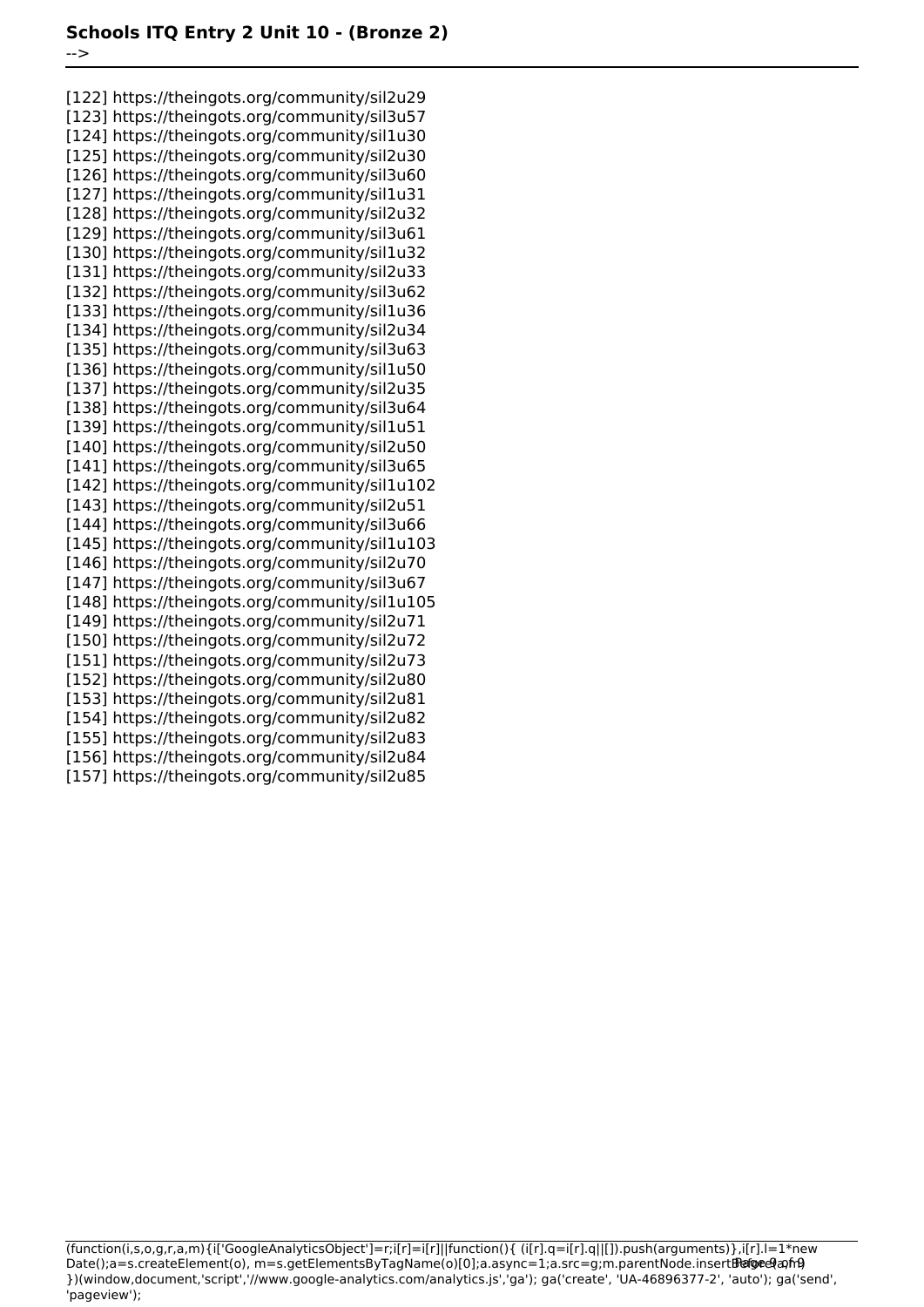[122] https://theingots.org/community/sil2u29
[123] https://theingots.org/community/sil3u57
[124] https://theingots.org/community/sil1u30
[125] https://theingots.org/community/sil2u30
[126] https://theingots.org/community/sil3u60
[127] https://theingots.org/community/sil1u31
[128] https://theingots.org/community/sil2u32
[129] https://theingots.org/community/sil3u61
[130] https://theingots.org/community/sil1u32
[131] https://theingots.org/community/sil2u33
[132] https://theingots.org/community/sil3u62
[133] https://theingots.org/community/sil1u36
[134] https://theingots.org/community/sil2u34
[135] https://theingots.org/community/sil3u63
[136] https://theingots.org/community/sil1u50
[137] https://theingots.org/community/sil2u35
[138] https://theingots.org/community/sil3u64
[139] https://theingots.org/community/sil1u51
[140] https://theingots.org/community/sil2u50
[141] https://theingots.org/community/sil3u65
[142] https://theingots.org/community/sil1u102
[143] https://theingots.org/community/sil2u51
[144] https://theingots.org/community/sil3u66
[145] https://theingots.org/community/sil1u103
[146] https://theingots.org/community/sil2u70
[147] https://theingots.org/community/sil3u67
[148] https://theingots.org/community/sil1u105
[149] https://theingots.org/community/sil2u71
[150] https://theingots.org/community/sil2u72
[151] https://theingots.org/community/sil2u73
[152] https://theingots.org/community/sil2u80
[153] https://theingots.org/community/sil2u81
[154] https://theingots.org/community/sil2u82
[155] https://theingots.org/community/sil2u83
[156] https://theingots.org/community/sil2u84
[157] https://theingots.org/community/sil2u85